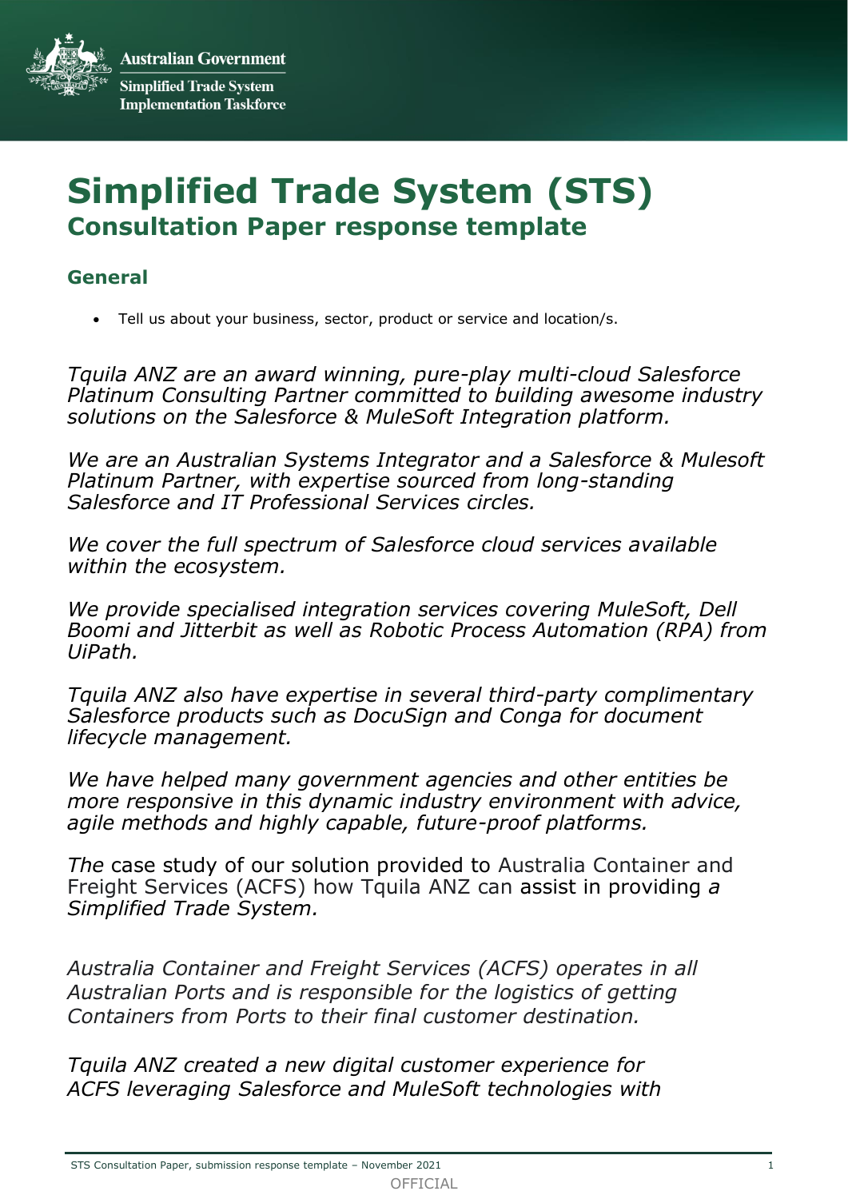Australian Government

Simplified Trade System Implementation Taskforce

# Simplified Trade System (STS)

## Consultation Paper response template

### General

- Tell us about your business, sector, product or service and location/s.

*Tquila ANZ are an award winning, pure-play multi-cloud Salesforce Platinum Consulting Partner committed to building awesome industry solutions on the Salesforce & MuleSoft Integration platform.*

*We are an Australian Systems Integrator and a Salesforce & Mulesoft Platinum Partner, with expertise sourced from long-standing Salesforce and IT Professional Services circles.*

*We cover the full spectrum of Salesforce cloud services available within the ecosystem.*

*We provide specialised integration services covering MuleSoft, Dell Boomi and Jitterbit as well as Robotic Process Automation (RPA) from UiPath.*

*Tquila ANZ also have expertise in several third-party complimentary Salesforce products such as DocuSign and Conga for document lifecycle management.*

*We have helped many government agencies and other entities be more responsive in this dynamic industry environment with advice, agile methods and highly capable, future-proof platforms.*

*The* case study of our solution provided to Australia Container and Freight Services (ACFS) how Tquila ANZ can assist in providing *a Simplified Trade System.*

*Australia Container and Freight Services (ACFS) operates in all Australian Ports and is responsible for the logistics of getting Containers from Ports to their final customer destination.*

*Tquila ANZ created a new digital customer experience for ACFS leveraging Salesforce and MuleSoft technologies with*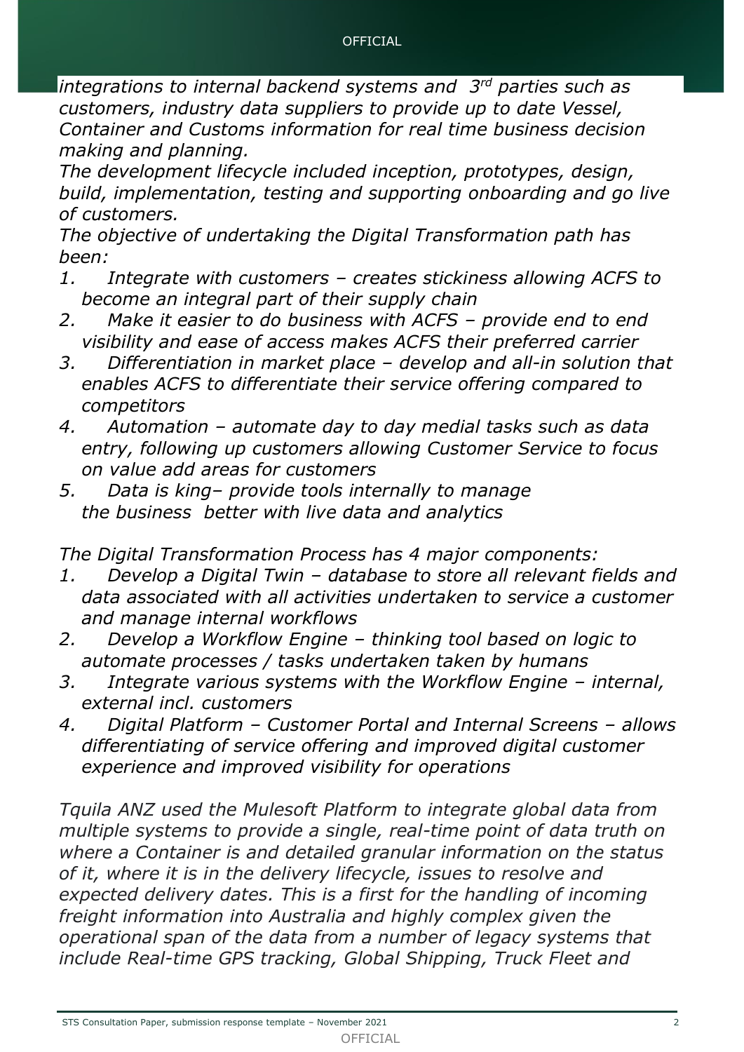*integrations to internal backend systems and 3rd parties such as customers, industry data suppliers to provide up to date Vessel, Container and Customs information for real time business decision making and planning.*

*The development lifecycle included inception, prototypes, design, build, implementation, testing and supporting onboarding and go live of customers.*

*The objective of undertaking the Digital Transformation path has been:*

1. *Integrate with customers – creates stickiness allowing ACFS to become an integral part of their supply chain*
2. *Make it easier to do business with ACFS – provide end to end visibility and ease of access makes ACFS their preferred carrier*
3. *Differentiation in market place – develop and all-in solution that enables ACFS to differentiate their service offering compared to competitors*
4. *Automation – automate day to day medial tasks such as data entry, following up customers allowing Customer Service to focus on value add areas for customers*
5. *Data is king– provide tools internally to manage the business better with live data and analytics*

*The Digital Transformation Process has 4 major components:*

1. *Develop a Digital Twin – database to store all relevant fields and data associated with all activities undertaken to service a customer and manage internal workflows*
2. *Develop a Workflow Engine – thinking tool based on logic to automate processes / tasks undertaken taken by humans*
3. *Integrate various systems with the Workflow Engine – internal, external incl. customers*
4. *Digital Platform – Customer Portal and Internal Screens – allows differentiating of service offering and improved digital customer experience and improved visibility for operations*

*Tquila ANZ used the Mulesoft Platform to integrate global data from multiple systems to provide a single, real-time point of data truth on where a Container is and detailed granular information on the status of it, where it is in the delivery lifecycle, issues to resolve and expected delivery dates. This is a first for the handling of incoming freight information into Australia and highly complex given the operational span of the data from a number of legacy systems that include Real-time GPS tracking, Global Shipping, Truck Fleet and*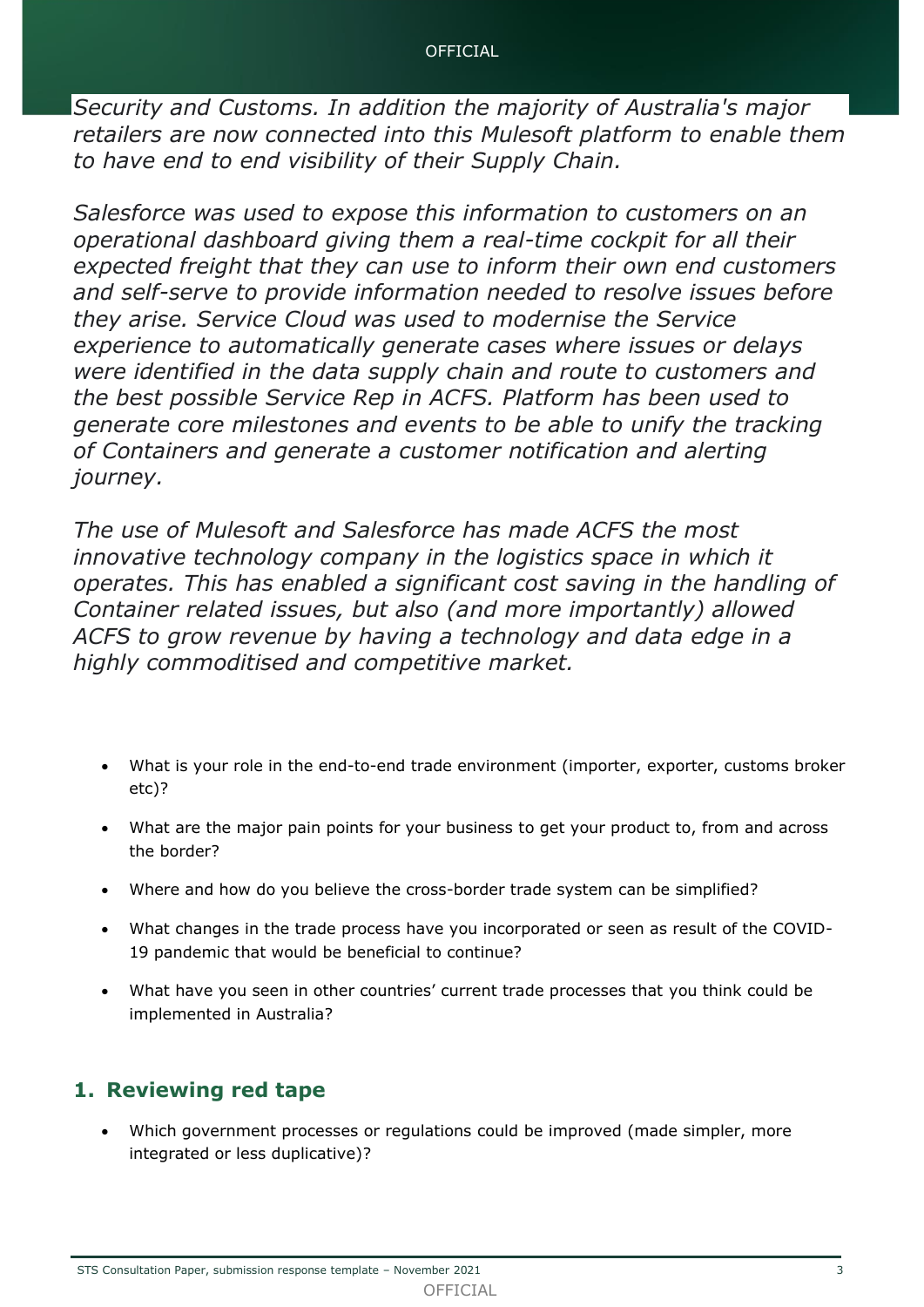*Security and Customs. In addition the majority of Australia's major retailers are now connected into this Mulesoft platform to enable them to have end to end visibility of their Supply Chain.*

*Salesforce was used to expose this information to customers on an operational dashboard giving them a real-time cockpit for all their expected freight that they can use to inform their own end customers and self-serve to provide information needed to resolve issues before they arise. Service Cloud was used to modernise the Service experience to automatically generate cases where issues or delays were identified in the data supply chain and route to customers and the best possible Service Rep in ACFS. Platform has been used to generate core milestones and events to be able to unify the tracking of Containers and generate a customer notification and alerting journey.*

*The use of Mulesoft and Salesforce has made ACFS the most innovative technology company in the logistics space in which it operates. This has enabled a significant cost saving in the handling of Container related issues, but also (and more importantly) allowed ACFS to grow revenue by having a technology and data edge in a highly commoditised and competitive market.*

- What is your role in the end-to-end trade environment (importer, exporter, customs broker etc)?
- What are the major pain points for your business to get your product to, from and across the border?
- Where and how do you believe the cross-border trade system can be simplified?
- What changes in the trade process have you incorporated or seen as result of the COVID-19 pandemic that would be beneficial to continue?
- What have you seen in other countries' current trade processes that you think could be implemented in Australia?

## 1. Reviewing red tape

- Which government processes or regulations could be improved (made simpler, more integrated or less duplicative)?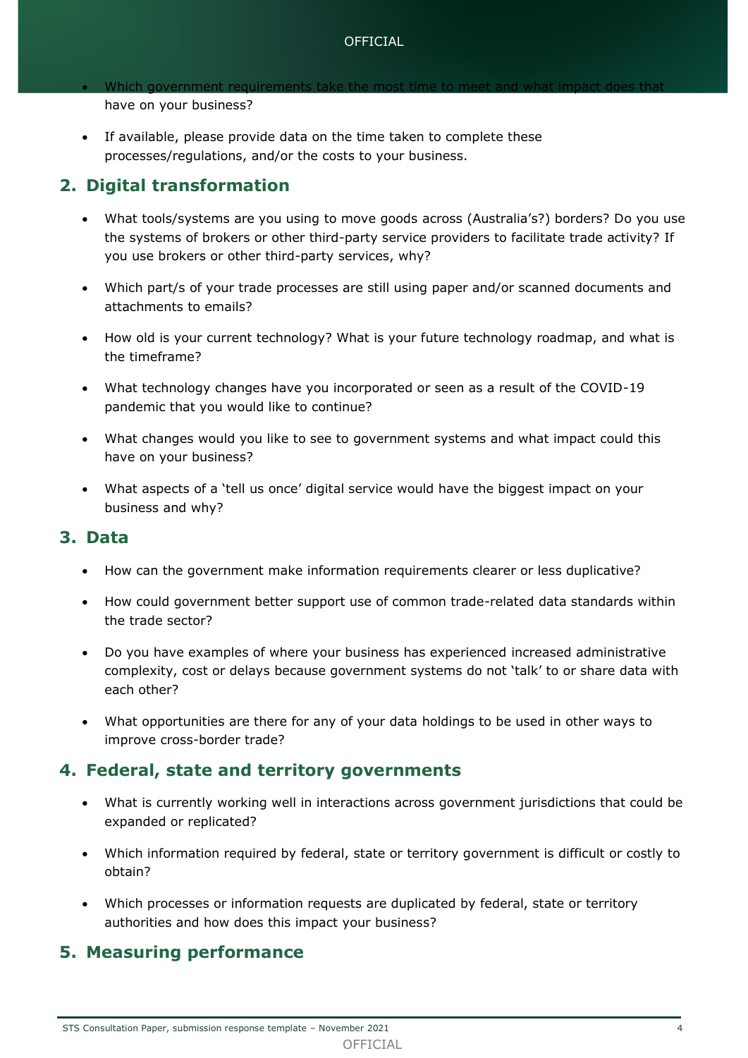- Which government requirements take the most time to meet and what impact does that have on your business?
- If available, please provide data on the time taken to complete these processes/regulations, and/or the costs to your business.

## 2. Digital transformation

- What tools/systems are you using to move goods across (Australia's?) borders? Do you use the systems of brokers or other third-party service providers to facilitate trade activity? If you use brokers or other third-party services, why?
- Which part/s of your trade processes are still using paper and/or scanned documents and attachments to emails?
- How old is your current technology? What is your future technology roadmap, and what is the timeframe?
- What technology changes have you incorporated or seen as a result of the COVID-19 pandemic that you would like to continue?
- What changes would you like to see to government systems and what impact could this have on your business?
- What aspects of a 'tell us once' digital service would have the biggest impact on your business and why?

## 3. Data

- How can the government make information requirements clearer or less duplicative?
- How could government better support use of common trade-related data standards within the trade sector?
- Do you have examples of where your business has experienced increased administrative complexity, cost or delays because government systems do not 'talk' to or share data with each other?
- What opportunities are there for any of your data holdings to be used in other ways to improve cross-border trade?

## 4. Federal, state and territory governments

- What is currently working well in interactions across government jurisdictions that could be expanded or replicated?
- Which information required by federal, state or territory government is difficult or costly to obtain?
- Which processes or information requests are duplicated by federal, state or territory authorities and how does this impact your business?

## 5. Measuring performance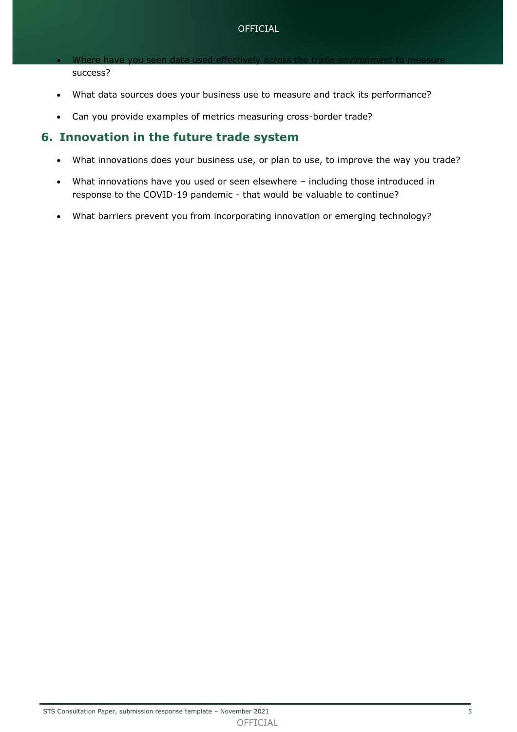- Where have you seen data used effectively across the trade environment to measure success?

- What data sources does your business use to measure and track its performance?

- Can you provide examples of metrics measuring cross-border trade?

## 6. Innovation in the future trade system

- What innovations does your business use, or plan to use, to improve the way you trade?

- What innovations have you used or seen elsewhere – including those introduced in response to the COVID-19 pandemic - that would be valuable to continue?

- What barriers prevent you from incorporating innovation or emerging technology?